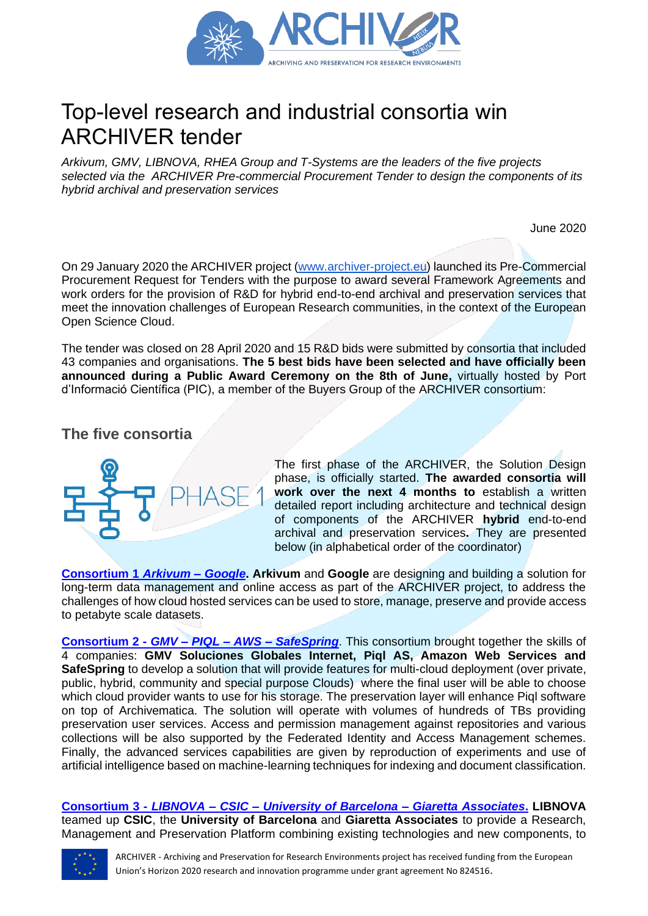# Top-level research and industrial consortia win ARCHIVER tender

*Arkivum, GMV, LIBNOVA, RHEA Group and T-Systems are the leaders of the five projects selected via the ARCHIVER Pre-commercial Procurement Tender to design the components of its hybrid archival and preservation services*

June 2020

On 29 January 2020 the ARCHIVER project (www.archiver-project.eu) launched its Pre-Commercial Procurement Request for Tenders with the purpose to award several Framework Agreements and work orders for the provision of R&D for hybrid end-to-end archival and preservation services that meet the innovation challenges of European Research communities, in the context of the European Open Science Cloud.

The tender was closed on 28 April 2020 and 15 R&D bids were submitted by consortia that included 43 companies and organisations. **The 5 best bids have been selected and have officially been announced during a Public Award Ceremony on the 8th of June,** virtually hosted by Port d'Informació Científica (PIC), a member of the Buyers Group of the ARCHIVER consortium:

## The five consortia

PHASE 1

The first phase of the ARCHIVER, the Solution Design phase, is officially started. **The awarded consortia will work over the next 4 months to** establish a written detailed report including architecture and technical design of components of the ARCHIVER **hybrid** end-to-end archival and preservation services**.** They are presented below (in alphabetical order of the coordinator)

**Consortium 1 *Arkivum – Google*. Arkivum** and **Google** are designing and building a solution for long-term data management and online access as part of the ARCHIVER project, to address the challenges of how cloud hosted services can be used to store, manage, preserve and provide access to petabyte scale datasets.

**Consortium 2 - *GMV – PIQL – AWS – SafeSpring***. This consortium brought together the skills of 4 companies: **GMV Soluciones Globales Internet, Piql AS, Amazon Web Services and SafeSpring** to develop a solution that will provide features for multi-cloud deployment (over private, public, hybrid, community and special purpose Clouds) where the final user will be able to choose which cloud provider wants to use for his storage. The preservation layer will enhance Piql software on top of Archivematica. The solution will operate with volumes of hundreds of TBs providing preservation user services. Access and permission management against repositories and various collections will be also supported by the Federated Identity and Access Management schemes. Finally, the advanced services capabilities are given by reproduction of experiments and use of artificial intelligence based on machine-learning techniques for indexing and document classification.

**Consortium 3 - *LIBNOVA – CSIC – University of Barcelona – Giaretta Associates*. LIBNOVA** teamed up **CSIC**, the **University of Barcelona** and **Giaretta Associates** to provide a Research, Management and Preservation Platform combining existing technologies and new components, to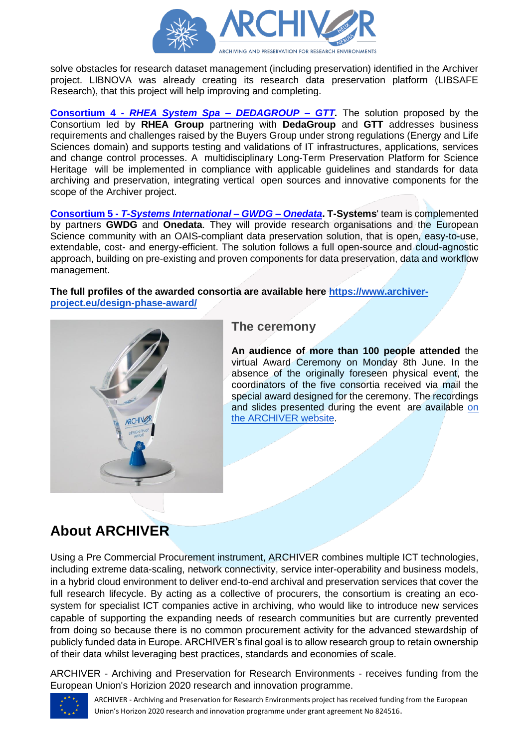solve obstacles for research dataset management (including preservation) identified in the Archiver project. LIBNOVA was already creating its research data preservation platform (LIBSAFE Research), that this project will help improving and completing.

**Consortium 4 - *RHEA System Spa – DEDAGROUP – GTT*.** The solution proposed by the Consortium led by **RHEA Group** partnering with **DedaGroup** and **GTT** addresses business requirements and challenges raised by the Buyers Group under strong regulations (Energy and Life Sciences domain) and supports testing and validations of IT infrastructures, applications, services and change control processes. A multidisciplinary Long-Term Preservation Platform for Science Heritage will be implemented in compliance with applicable guidelines and standards for data archiving and preservation, integrating vertical open sources and innovative components for the scope of the Archiver project.

**Consortium 5 - *T-Systems International – GWDG – Onedata*. T-Systems**' team is complemented by partners **GWDG** and **Onedata**. They will provide research organisations and the European Science community with an OAIS-compliant data preservation solution, that is open, easy-to-use, extendable, cost- and energy-efficient. The solution follows a full open-source and cloud-agnostic approach, building on pre-existing and proven components for data preservation, data and workflow management.

**The full profiles of the awarded consortia are available here https://www.archiver-project.eu/design-phase-award/**

### The ceremony

**An audience of more than 100 people attended** the virtual Award Ceremony on Monday 8th June. In the absence of the originally foreseen physical event, the coordinators of the five consortia received via mail the special award designed for the ceremony. The recordings and slides presented during the event are available on the ARCHIVER website.

## About ARCHIVER

Using a Pre Commercial Procurement instrument, ARCHIVER combines multiple ICT technologies, including extreme data-scaling, network connectivity, service inter-operability and business models, in a hybrid cloud environment to deliver end-to-end archival and preservation services that cover the full research lifecycle. By acting as a collective of procurers, the consortium is creating an eco-system for specialist ICT companies active in archiving, who would like to introduce new services capable of supporting the expanding needs of research communities but are currently prevented from doing so because there is no common procurement activity for the advanced stewardship of publicly funded data in Europe. ARCHIVER's final goal is to allow research group to retain ownership of their data whilst leveraging best practices, standards and economies of scale.

ARCHIVER - Archiving and Preservation for Research Environments - receives funding from the European Union's Horizon 2020 research and innovation programme.

ARCHIVER - Archiving and Preservation for Research Environments project has received funding from the European Union's Horizon 2020 research and innovation programme under grant agreement No 824516.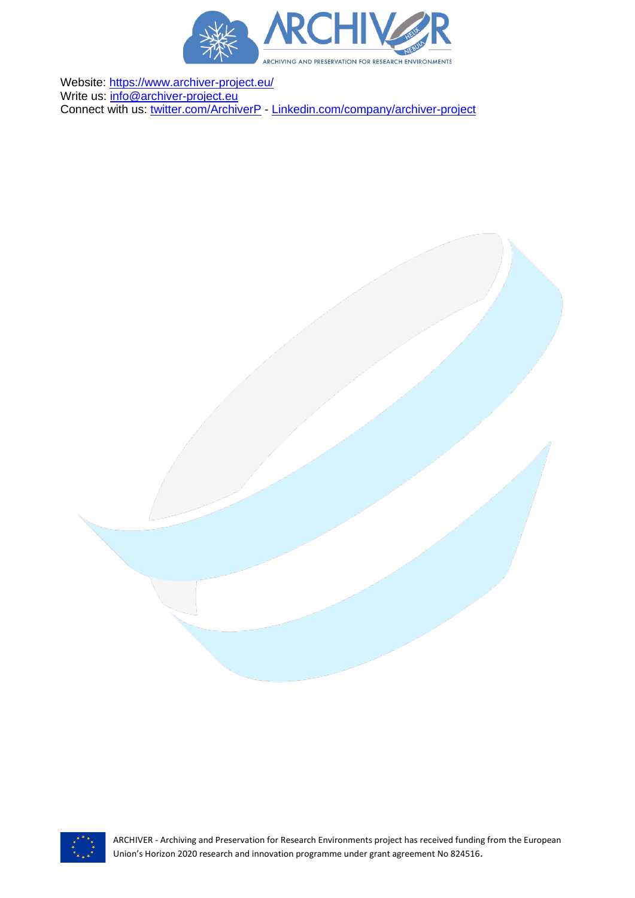Website: https://www.archiver-project.eu/
Write us: info@archiver-project.eu
Connect with us: twitter.com/ArchiverP - Linkedin.com/company/archiver-project

ARCHIVER - Archiving and Preservation for Research Environments project has received funding from the European Union's Horizon 2020 research and innovation programme under grant agreement No 824516.